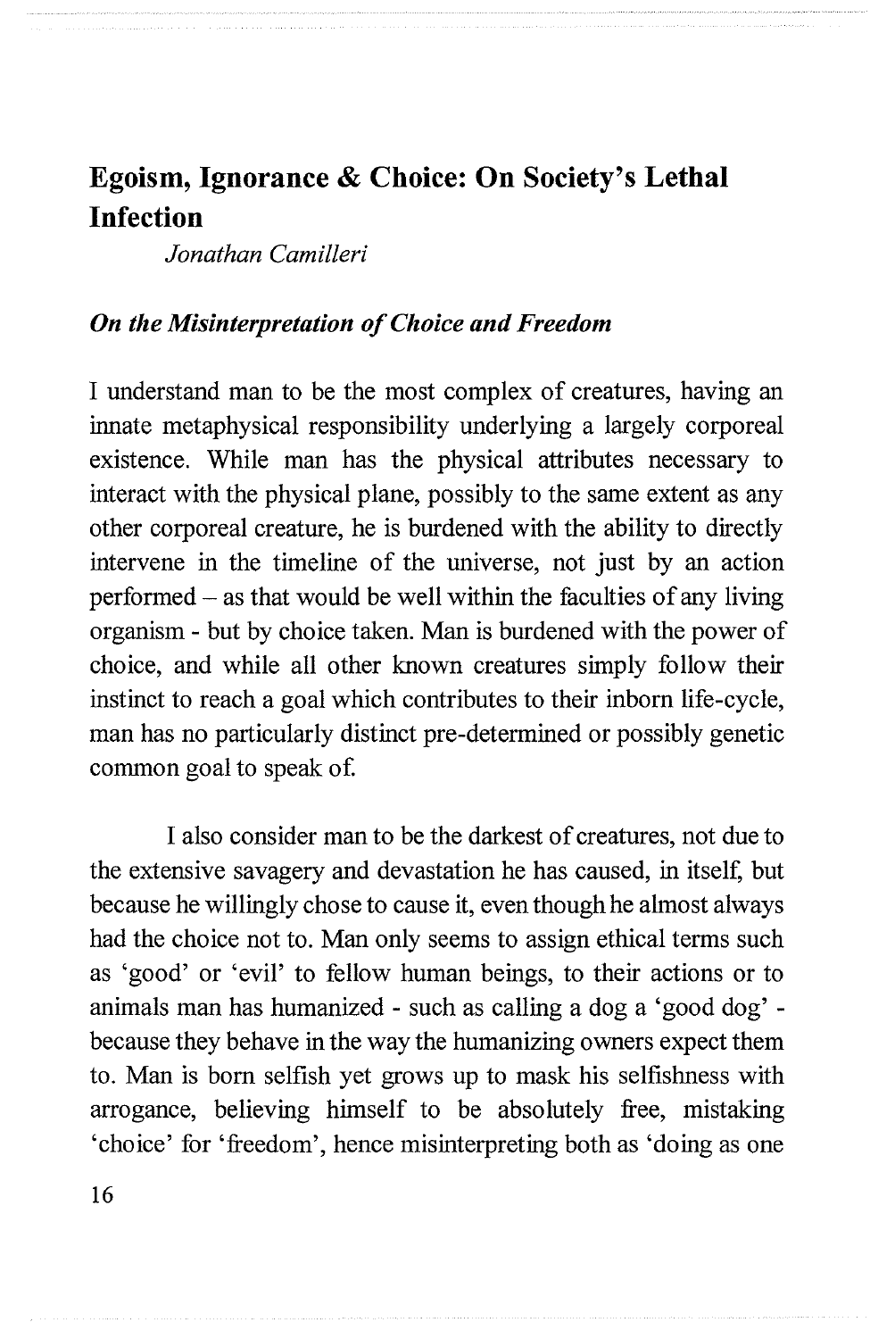# Egoism, Ignorance & Choice: On Society's Lethal Infection

*Jonathan Camilleri*

## *On the Misinterpretation of Choice and Freedom*

I understand man to be the most complex of creatures, having an innate metaphysical responsibility underlying a largely corporeal existence. While man has the physical attributes necessary to interact with the physical plane, possibly to the same extent as any other corporeal creature, he is burdened with the ability to directly intervene in the timeline of the universe, not just by an action performed – as that would be well within the faculties of any living organism - but by choice taken. Man is burdened with the power of choice, and while all other known creatures simply follow their instinct to reach a goal which contributes to their inborn life-cycle, man has no particularly distinct pre-determined or possibly genetic common goal to speak of.

I also consider man to be the darkest of creatures, not due to the extensive savagery and devastation he has caused, in itself, but because he willingly chose to cause it, even though he almost always had the choice not to. Man only seems to assign ethical terms such as 'good' or 'evil' to fellow human beings, to their actions or to animals man has humanized - such as calling a dog a 'good dog' - because they behave in the way the humanizing owners expect them to. Man is born selfish yet grows up to mask his selfishness with arrogance, believing himself to be absolutely free, mistaking 'choice' for 'freedom', hence misinterpreting both as 'doing as one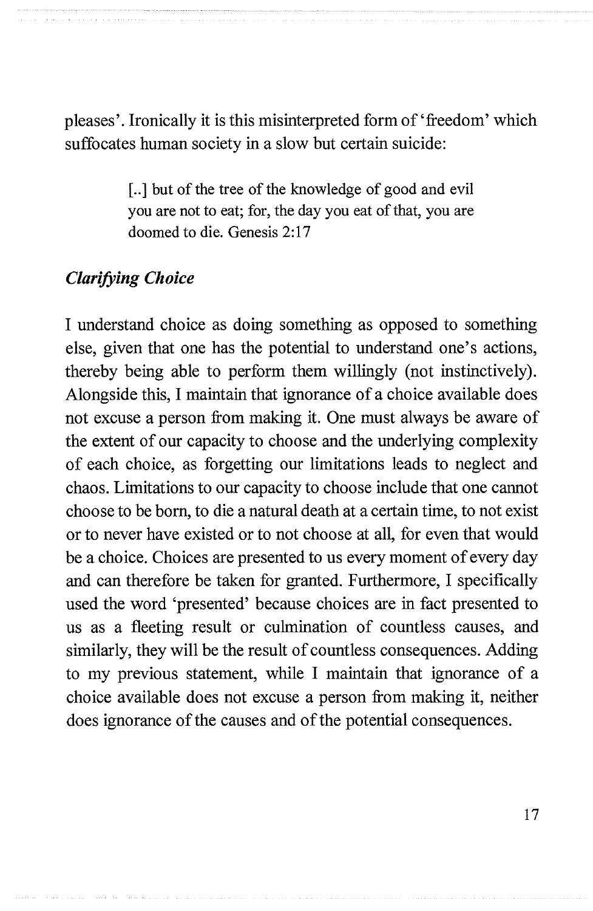pleases'. Ironically it is this misinterpreted form of 'freedom' which suffocates human society in a slow but certain suicide:

> [..] but of the tree of the knowledge of good and evil you are not to eat; for, the day you eat of that, you are doomed to die. Genesis 2:17

### *Clarifying Choice*

I understand choice as doing something as opposed to something else, given that one has the potential to understand one's actions, thereby being able to perform them willingly (not instinctively). Alongside this, I maintain that ignorance of a choice available does not excuse a person from making it. One must always be aware of the extent of our capacity to choose and the underlying complexity of each choice, as forgetting our limitations leads to neglect and chaos. Limitations to our capacity to choose include that one cannot choose to be born, to die a natural death at a certain time, to not exist or to never have existed or to not choose at all, for even that would be a choice. Choices are presented to us every moment of every day and can therefore be taken for granted. Furthermore, I specifically used the word 'presented' because choices are in fact presented to us as a fleeting result or culmination of countless causes, and similarly, they will be the result of countless consequences. Adding to my previous statement, while I maintain that ignorance of a choice available does not excuse a person from making it, neither does ignorance of the causes and of the potential consequences.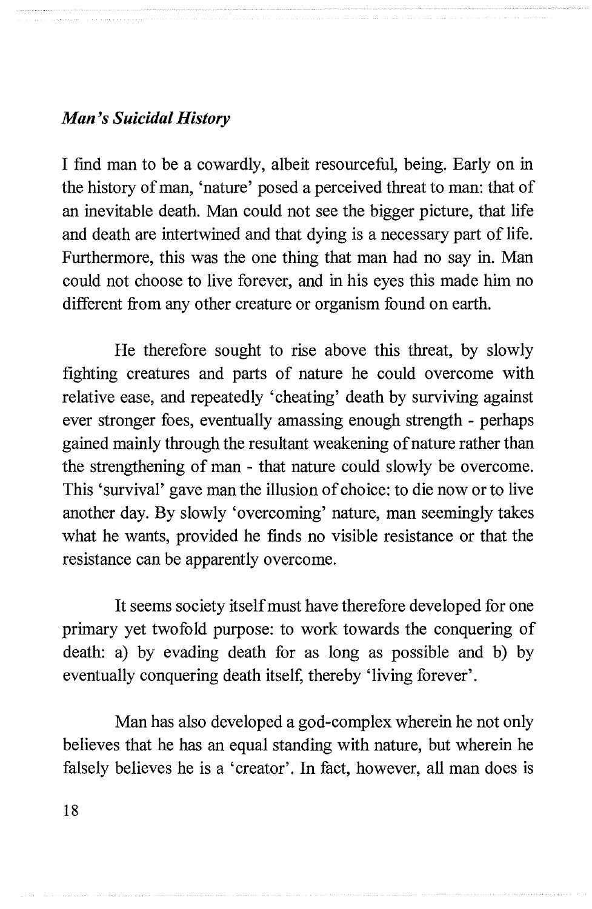### *Man's Suicidal History*

I find man to be a cowardly, albeit resourceful, being. Early on in the history of man, 'nature' posed a perceived threat to man: that of an inevitable death. Man could not see the bigger picture, that life and death are intertwined and that dying is a necessary part of life. Furthermore, this was the one thing that man had no say in. Man could not choose to live forever, and in his eyes this made him no different from any other creature or organism found on earth.

He therefore sought to rise above this threat, by slowly fighting creatures and parts of nature he could overcome with relative ease, and repeatedly 'cheating' death by surviving against ever stronger foes, eventually amassing enough strength - perhaps gained mainly through the resultant weakening of nature rather than the strengthening of man - that nature could slowly be overcome. This 'survival' gave man the illusion of choice: to die now or to live another day. By slowly 'overcoming' nature, man seemingly takes what he wants, provided he finds no visible resistance or that the resistance can be apparently overcome.

It seems society itself must have therefore developed for one primary yet twofold purpose: to work towards the conquering of death: a) by evading death for as long as possible and b) by eventually conquering death itself, thereby 'living forever'.

Man has also developed a god-complex wherein he not only believes that he has an equal standing with nature, but wherein he falsely believes he is a 'creator'. In fact, however, all man does is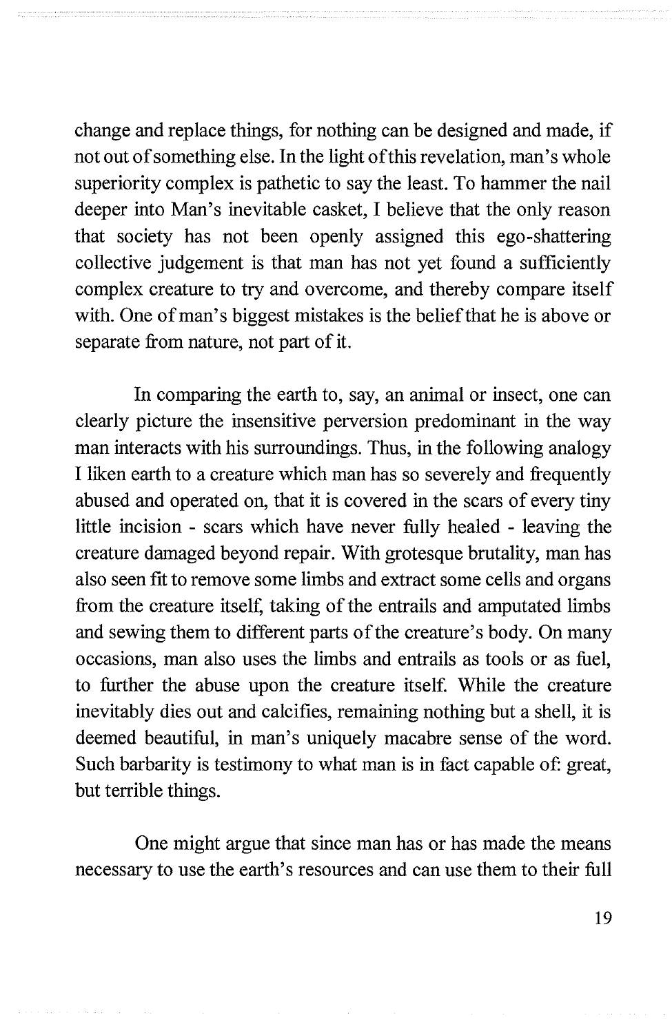change and replace things, for nothing can be designed and made, if not out of something else. In the light of this revelation, man's whole superiority complex is pathetic to say the least. To hammer the nail deeper into Man's inevitable casket, I believe that the only reason that society has not been openly assigned this ego-shattering collective judgement is that man has not yet found a sufficiently complex creature to try and overcome, and thereby compare itself with. One of man's biggest mistakes is the belief that he is above or separate from nature, not part of it.

In comparing the earth to, say, an animal or insect, one can clearly picture the insensitive perversion predominant in the way man interacts with his surroundings. Thus, in the following analogy I liken earth to a creature which man has so severely and frequently abused and operated on, that it is covered in the scars of every tiny little incision - scars which have never fully healed - leaving the creature damaged beyond repair. With grotesque brutality, man has also seen fit to remove some limbs and extract some cells and organs from the creature itself, taking of the entrails and amputated limbs and sewing them to different parts of the creature's body. On many occasions, man also uses the limbs and entrails as tools or as fuel, to further the abuse upon the creature itself. While the creature inevitably dies out and calcifies, remaining nothing but a shell, it is deemed beautiful, in man's uniquely macabre sense of the word. Such barbarity is testimony to what man is in fact capable of: great, but terrible things.

One might argue that since man has or has made the means necessary to use the earth's resources and can use them to their full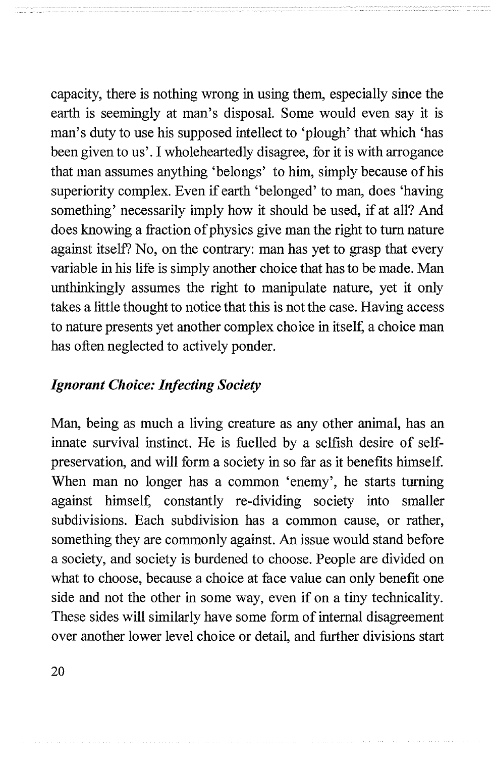capacity, there is nothing wrong in using them, especially since the earth is seemingly at man's disposal. Some would even say it is man's duty to use his supposed intellect to 'plough' that which 'has been given to us'. I wholeheartedly disagree, for it is with arrogance that man assumes anything 'belongs' to him, simply because of his superiority complex. Even if earth 'belonged' to man, does 'having something' necessarily imply how it should be used, if at all? And does knowing a fraction of physics give man the right to turn nature against itself? No, on the contrary: man has yet to grasp that every variable in his life is simply another choice that has to be made. Man unthinkingly assumes the right to manipulate nature, yet it only takes a little thought to notice that this is not the case. Having access to nature presents yet another complex choice in itself, a choice man has often neglected to actively ponder.

### *Ignorant Choice: Infecting Society*

Man, being as much a living creature as any other animal, has an innate survival instinct. He is fuelled by a selfish desire of self-preservation, and will form a society in so far as it benefits himself. When man no longer has a common 'enemy', he starts turning against himself, constantly re-dividing society into smaller subdivisions. Each subdivision has a common cause, or rather, something they are commonly against. An issue would stand before a society, and society is burdened to choose. People are divided on what to choose, because a choice at face value can only benefit one side and not the other in some way, even if on a tiny technicality. These sides will similarly have some form of internal disagreement over another lower level choice or detail, and further divisions start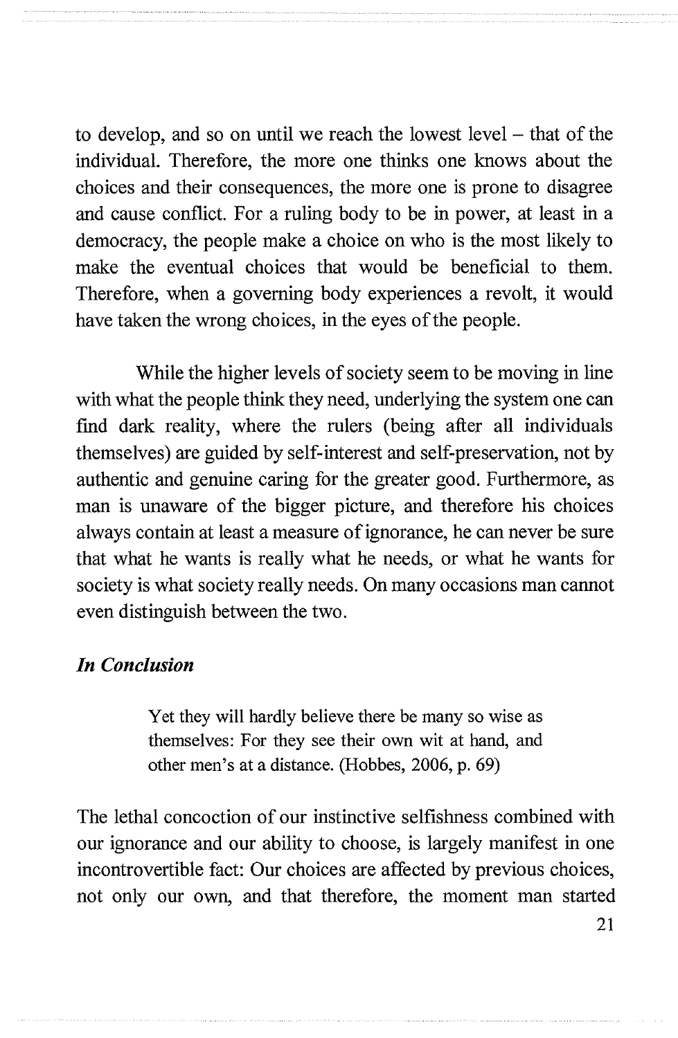to develop, and so on until we reach the lowest level – that of the individual. Therefore, the more one thinks one knows about the choices and their consequences, the more one is prone to disagree and cause conflict. For a ruling body to be in power, at least in a democracy, the people make a choice on who is the most likely to make the eventual choices that would be beneficial to them. Therefore, when a governing body experiences a revolt, it would have taken the wrong choices, in the eyes of the people.

While the higher levels of society seem to be moving in line with what the people think they need, underlying the system one can find dark reality, where the rulers (being after all individuals themselves) are guided by self-interest and self-preservation, not by authentic and genuine caring for the greater good. Furthermore, as man is unaware of the bigger picture, and therefore his choices always contain at least a measure of ignorance, he can never be sure that what he wants is really what he needs, or what he wants for society is what society really needs. On many occasions man cannot even distinguish between the two.

### *In Conclusion*

> Yet they will hardly believe there be many so wise as themselves: For they see their own wit at hand, and other men's at a distance. (Hobbes, 2006, p. 69)

The lethal concoction of our instinctive selfishness combined with our ignorance and our ability to choose, is largely manifest in one incontrovertible fact: Our choices are affected by previous choices, not only our own, and that therefore, the moment man started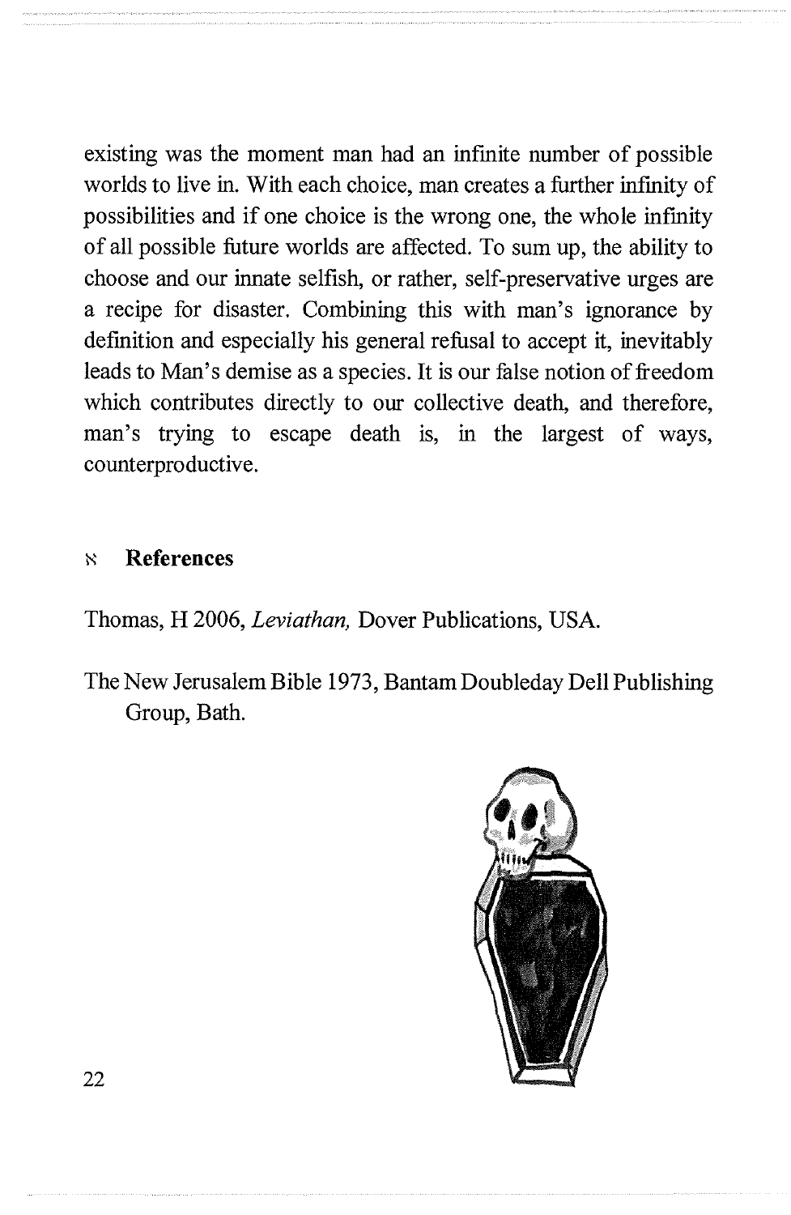existing was the moment man had an infinite number of possible worlds to live in. With each choice, man creates a further infinity of possibilities and if one choice is the wrong one, the whole infinity of all possible future worlds are affected. To sum up, the ability to choose and our innate selfish, or rather, self-preservative urges are a recipe for disaster. Combining this with man's ignorance by definition and especially his general refusal to accept it, inevitably leads to Man's demise as a species. It is our false notion of freedom which contributes directly to our collective death, and therefore, man's trying to escape death is, in the largest of ways, counterproductive.

## ℵ References

Thomas, H 2006, *Leviathan,* Dover Publications, USA.

The New Jerusalem Bible 1973, Bantam Doubleday Dell Publishing Group, Bath.